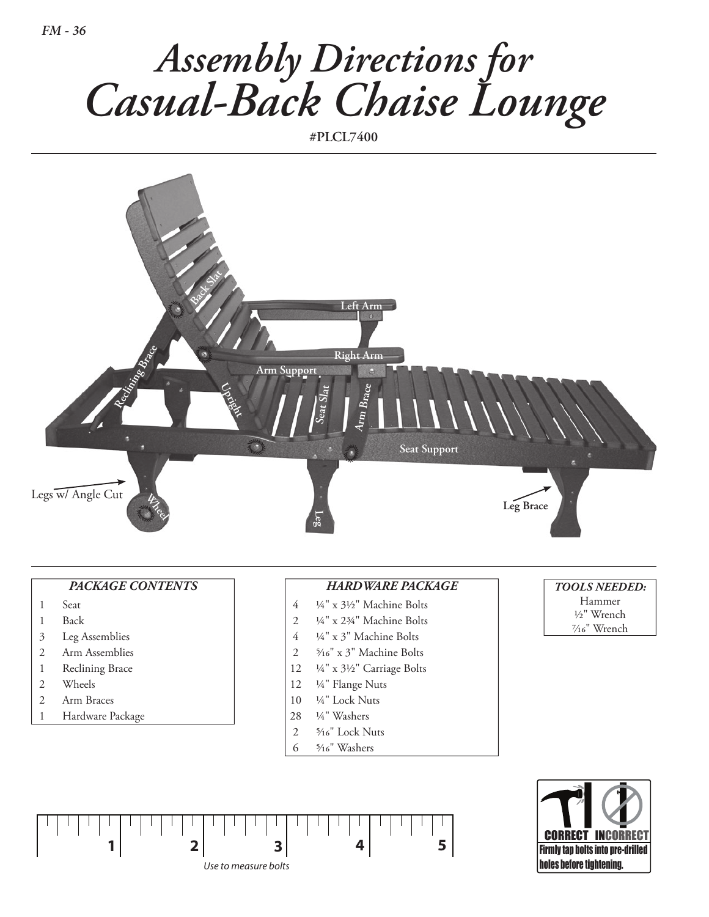FM - 36

# *Assembly Directions for Casual-Back Chaise Lounge*

**#PLCL7400**

Back Slat

Left Arm

Right Arm

Reclining Brace

Arm Support

Upright

Seat Slat

Arm Brace

Seat Support

Legs w/ Angle Cut

Wheel

Leg

Leg Brace

| *PACKAGE CONTENTS* | |
|---|---|
| 1 | Seat |
| 1 | Back |
| 3 | Leg Assemblies |
| 2 | Arm Assemblies |
| 1 | Reclining Brace |
| 2 | Wheels |
| 2 | Arm Braces |
| 1 | Hardware Package |

| *HARDWARE PACKAGE* | |
|---|---|
| 4 | ¼" x 3½" Machine Bolts |
| 2 | ¼" x 2¾" Machine Bolts |
| 4 | ¼" x 3" Machine Bolts |
| 2 | ⁵⁄₁₆" x 3" Machine Bolts |
| 12 | ¼" x 3½" Carriage Bolts |
| 12 | ¼" Flange Nuts |
| 10 | ¼" Lock Nuts |
| 28 | ¼" Washers |
| 2 | ⁵⁄₁₆" Lock Nuts |
| 6 | ⁵⁄₁₆" Washers |

| *TOOLS NEEDED:* |
|---|
| Hammer |
| ½" Wrench |
| ⁷⁄₁₆" Wrench |

1 2 3 4 5

*Use to measure bolts*

CORRECT INCORRECT

Firmly tap bolts into pre-drilled holes before tightening.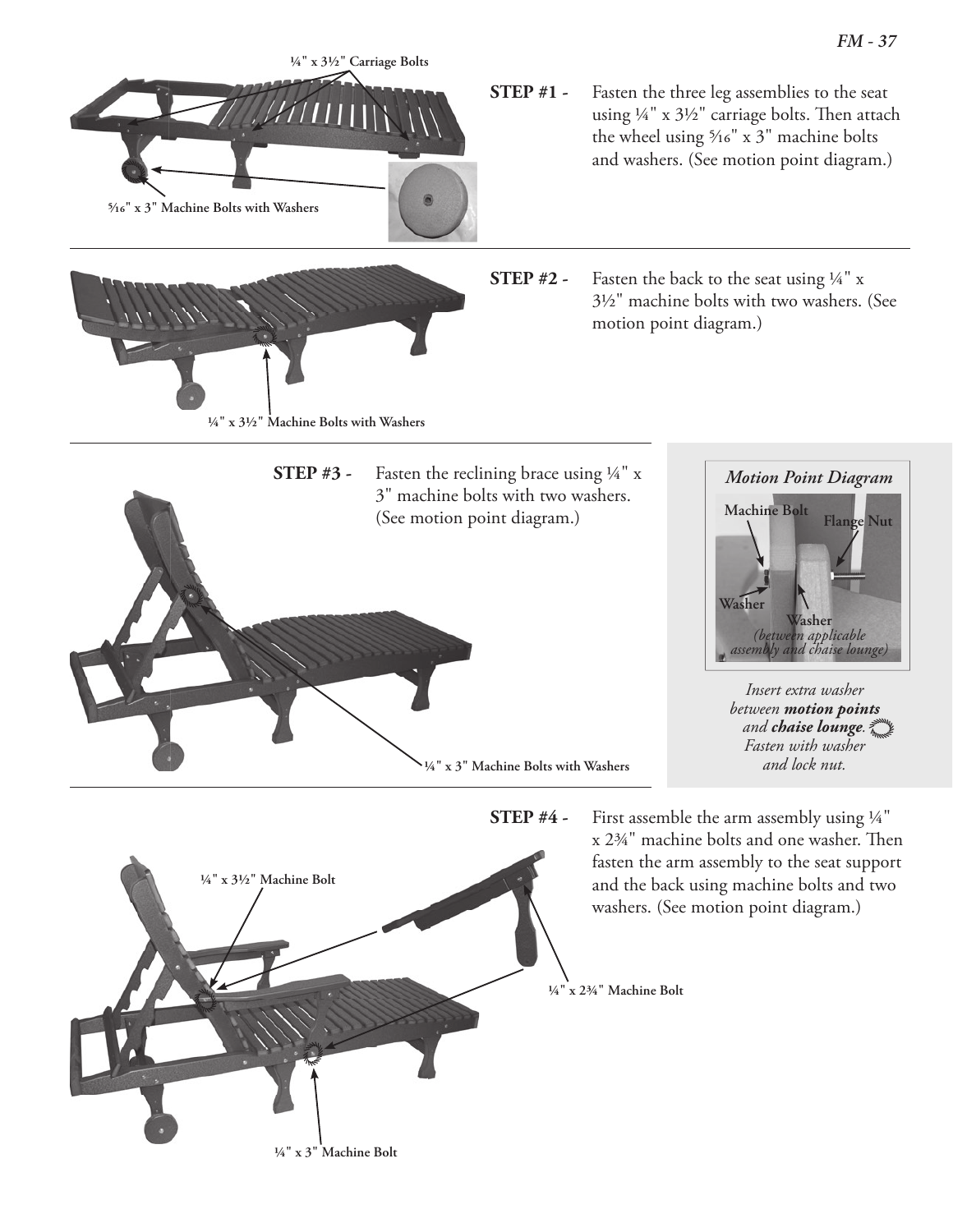¼" x 3½" Carriage Bolts

5⁄16" x 3" Machine Bolts with Washers

**STEP #1 -** Fasten the three leg assemblies to the seat using ¼" x 3½" carriage bolts. Then attach the wheel using 5⁄16" x 3" machine bolts and washers. (See motion point diagram.)

¼" x 3½" Machine Bolts with Washers

**STEP #2 -** Fasten the back to the seat using ¼" x 3½" machine bolts with two washers. (See motion point diagram.)

**STEP #3 -** Fasten the reclining brace using ¼" x 3" machine bolts with two washers. (See motion point diagram.)

¼" x 3" Machine Bolts with Washers

*Motion Point Diagram*

Machine Bolt

Flange Nut

Washer

Washer *(between applicable assembly and chaise lounge)*

*Insert extra washer between **motion points** and **chaise lounge**. Fasten with washer and lock nut.*

**STEP #4 -** First assemble the arm assembly using ¼" x 2¾" machine bolts and one washer. Then fasten the arm assembly to the seat support and the back using machine bolts and two washers. (See motion point diagram.)

¼" x 3½" Machine Bolt

¼" x 2¾" Machine Bolt

¼" x 3" Machine Bolt